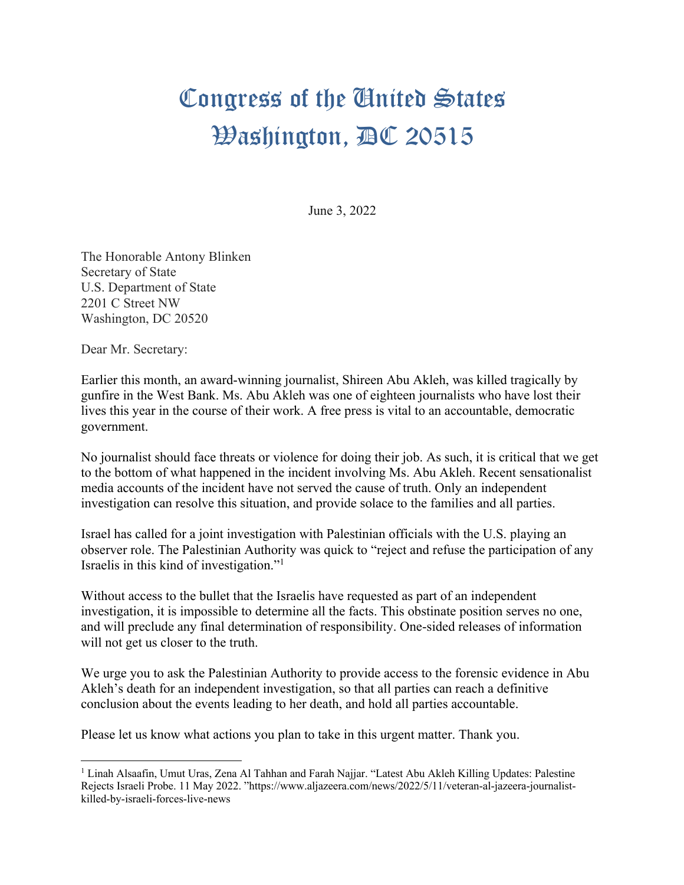# Congress of the United States
# Washington, DC 20515

June 3, 2022

The Honorable Antony Blinken
Secretary of State
U.S. Department of State
2201 C Street NW
Washington, DC 20520

Dear Mr. Secretary:

Earlier this month, an award-winning journalist, Shireen Abu Akleh, was killed tragically by gunfire in the West Bank. Ms. Abu Akleh was one of eighteen journalists who have lost their lives this year in the course of their work. A free press is vital to an accountable, democratic government.

No journalist should face threats or violence for doing their job. As such, it is critical that we get to the bottom of what happened in the incident involving Ms. Abu Akleh. Recent sensationalist media accounts of the incident have not served the cause of truth. Only an independent investigation can resolve this situation, and provide solace to the families and all parties.

Israel has called for a joint investigation with Palestinian officials with the U.S. playing an observer role. The Palestinian Authority was quick to "reject and refuse the participation of any Israelis in this kind of investigation."[1]

Without access to the bullet that the Israelis have requested as part of an independent investigation, it is impossible to determine all the facts. This obstinate position serves no one, and will preclude any final determination of responsibility. One-sided releases of information will not get us closer to the truth.

We urge you to ask the Palestinian Authority to provide access to the forensic evidence in Abu Akleh's death for an independent investigation, so that all parties can reach a definitive conclusion about the events leading to her death, and hold all parties accountable.

Please let us know what actions you plan to take in this urgent matter. Thank you.

---

[1] Linah Alsaafin, Umut Uras, Zena Al Tahhan and Farah Najjar. "Latest Abu Akleh Killing Updates: Palestine Rejects Israeli Probe. 11 May 2022. "https://www.aljazeera.com/news/2022/5/11/veteran-al-jazeera-journalist-killed-by-israeli-forces-live-news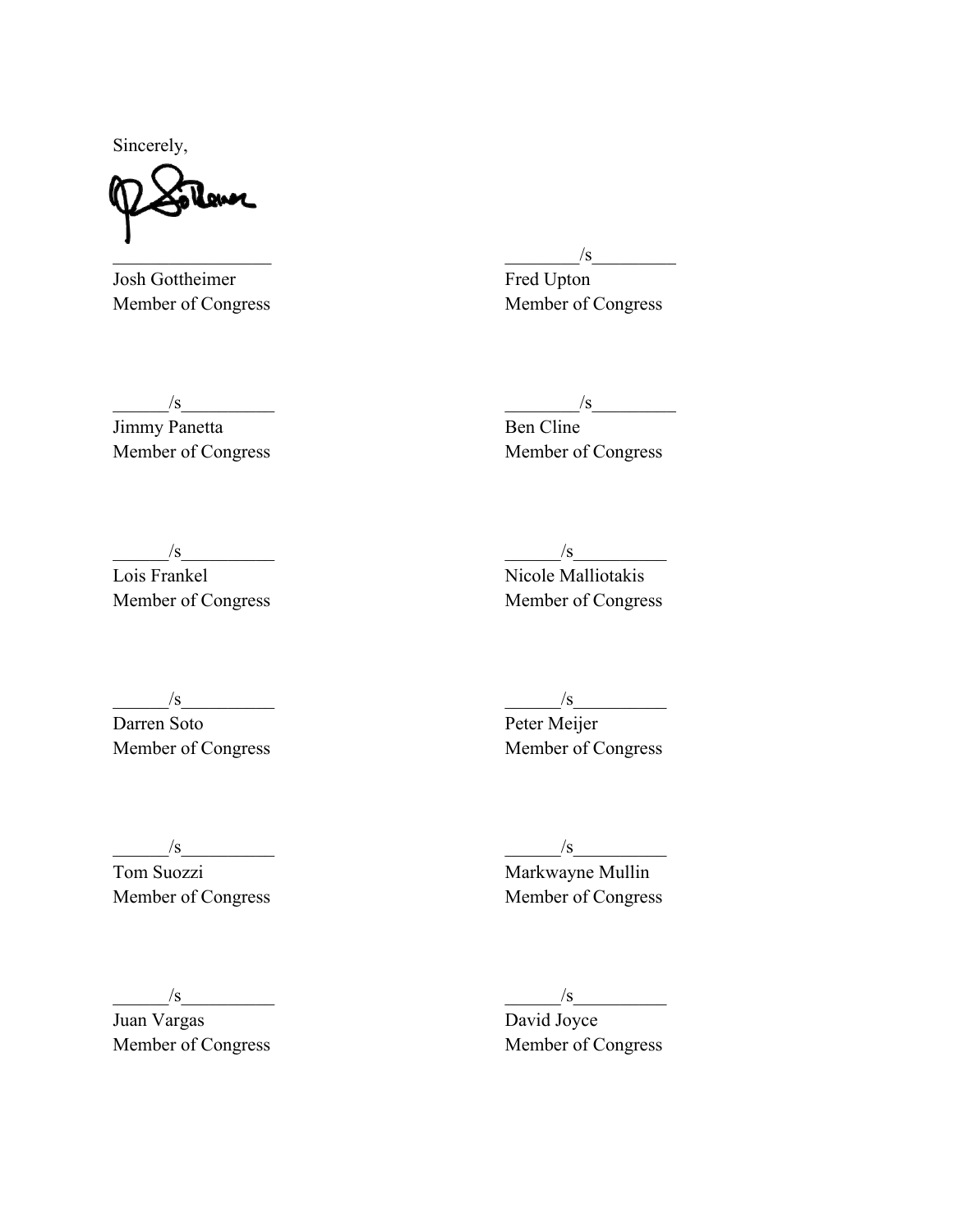Sincerely,

\_\_\_\_\_\_\_\_\_\_\_\_\_\_\_\_\_
Josh Gottheimer
Member of Congress

\_\_\_\_\_\_\_\_/s\_\_\_\_\_\_\_\_\_
Fred Upton
Member of Congress

\_\_\_\_\_\_/s\_\_\_\_\_\_\_\_\_\_
Jimmy Panetta
Member of Congress

\_\_\_\_\_\_\_\_/s\_\_\_\_\_\_\_\_\_
Ben Cline
Member of Congress

\_\_\_\_\_\_/s\_\_\_\_\_\_\_\_\_\_
Lois Frankel
Member of Congress

\_\_\_\_\_\_/s\_\_\_\_\_\_\_\_\_\_
Nicole Malliotakis
Member of Congress

\_\_\_\_\_\_/s\_\_\_\_\_\_\_\_\_\_
Darren Soto
Member of Congress

\_\_\_\_\_\_/s\_\_\_\_\_\_\_\_\_\_
Peter Meijer
Member of Congress

\_\_\_\_\_\_/s\_\_\_\_\_\_\_\_\_\_
Tom Suozzi
Member of Congress

\_\_\_\_\_\_/s\_\_\_\_\_\_\_\_\_\_
Markwayne Mullin
Member of Congress

\_\_\_\_\_\_/s\_\_\_\_\_\_\_\_\_\_
Juan Vargas
Member of Congress

\_\_\_\_\_\_/s\_\_\_\_\_\_\_\_\_\_
David Joyce
Member of Congress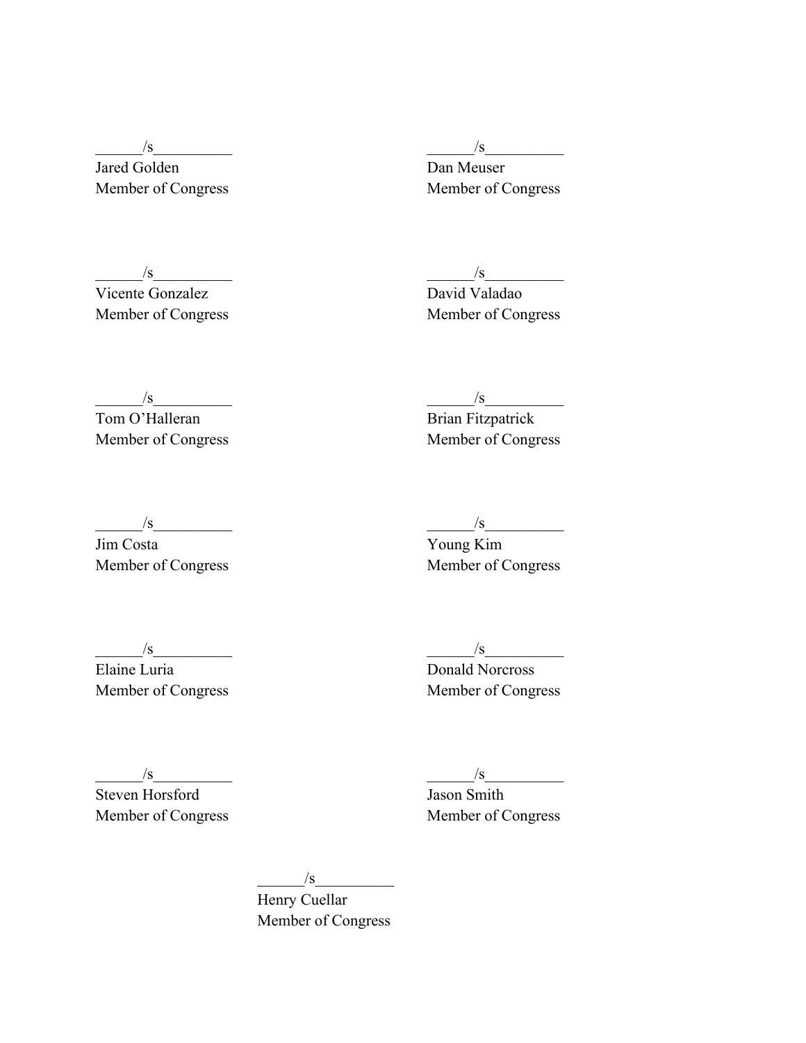______/s__________
Jared Golden
Member of Congress

______/s__________
Dan Meuser
Member of Congress

______/s__________
Vicente Gonzalez
Member of Congress

______/s__________
David Valadao
Member of Congress

______/s__________
Tom O'Halleran
Member of Congress

______/s__________
Brian Fitzpatrick
Member of Congress

______/s__________
Jim Costa
Member of Congress

______/s__________
Young Kim
Member of Congress

______/s__________
Elaine Luria
Member of Congress

______/s__________
Donald Norcross
Member of Congress

______/s__________
Steven Horsford
Member of Congress

______/s__________
Jason Smith
Member of Congress

______/s__________
Henry Cuellar
Member of Congress